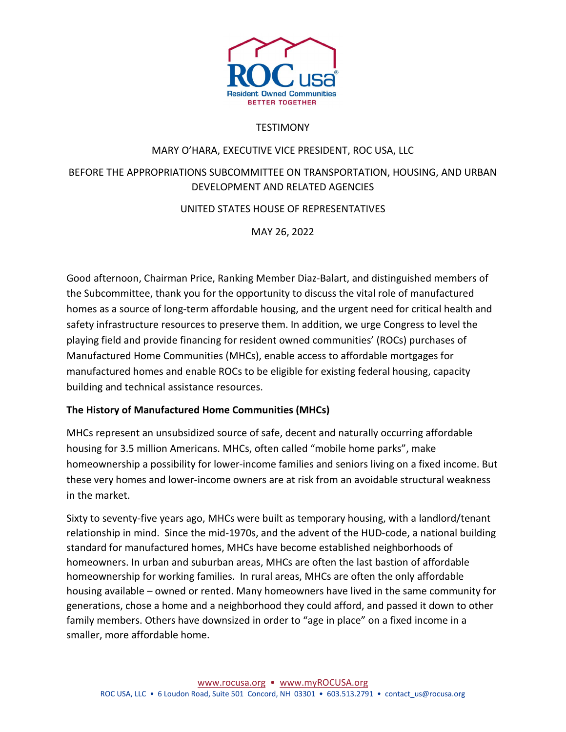TESTIMONY

MARY O'HARA, EXECUTIVE VICE PRESIDENT, ROC USA, LLC

BEFORE THE APPROPRIATIONS SUBCOMMITTEE ON TRANSPORTATION, HOUSING, AND URBAN DEVELOPMENT AND RELATED AGENCIES

UNITED STATES HOUSE OF REPRESENTATIVES

MAY 26, 2022

Good afternoon, Chairman Price, Ranking Member Diaz-Balart, and distinguished members of the Subcommittee, thank you for the opportunity to discuss the vital role of manufactured homes as a source of long-term affordable housing, and the urgent need for critical health and safety infrastructure resources to preserve them. In addition, we urge Congress to level the playing field and provide financing for resident owned communities' (ROCs) purchases of Manufactured Home Communities (MHCs), enable access to affordable mortgages for manufactured homes and enable ROCs to be eligible for existing federal housing, capacity building and technical assistance resources.

**The History of Manufactured Home Communities (MHCs)**

MHCs represent an unsubsidized source of safe, decent and naturally occurring affordable housing for 3.5 million Americans. MHCs, often called "mobile home parks", make homeownership a possibility for lower-income families and seniors living on a fixed income. But these very homes and lower-income owners are at risk from an avoidable structural weakness in the market.

Sixty to seventy-five years ago, MHCs were built as temporary housing, with a landlord/tenant relationship in mind. Since the mid-1970s, and the advent of the HUD-code, a national building standard for manufactured homes, MHCs have become established neighborhoods of homeowners. In urban and suburban areas, MHCs are often the last bastion of affordable homeownership for working families. In rural areas, MHCs are often the only affordable housing available – owned or rented. Many homeowners have lived in the same community for generations, chose a home and a neighborhood they could afford, and passed it down to other family members. Others have downsized in order to "age in place" on a fixed income in a smaller, more affordable home.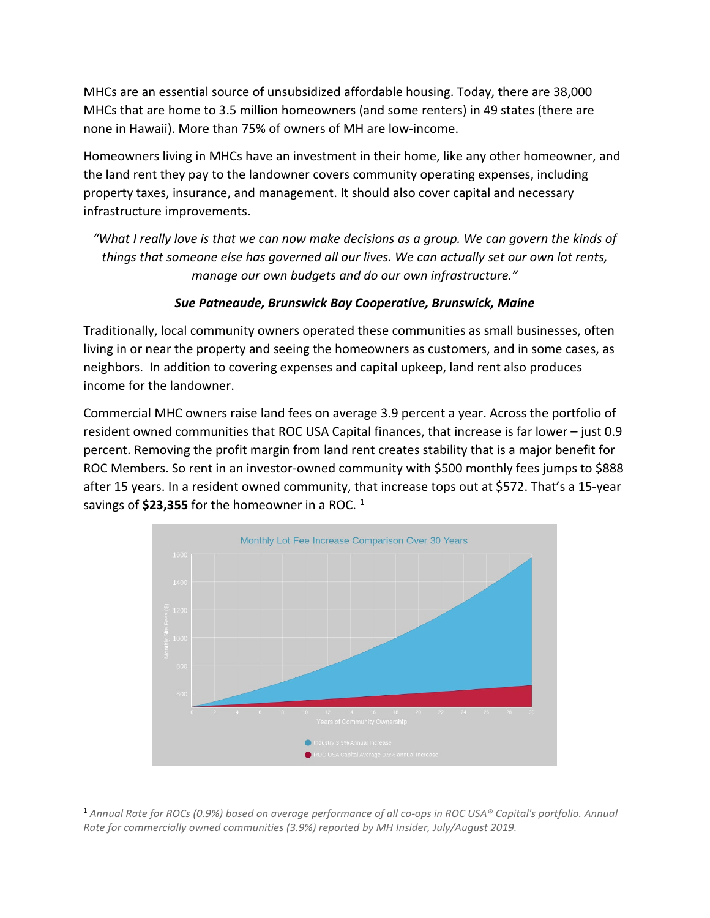MHCs are an essential source of unsubsidized affordable housing. Today, there are 38,000 MHCs that are home to 3.5 million homeowners (and some renters) in 49 states (there are none in Hawaii). More than 75% of owners of MH are low-income.

Homeowners living in MHCs have an investment in their home, like any other homeowner, and the land rent they pay to the landowner covers community operating expenses, including property taxes, insurance, and management. It should also cover capital and necessary infrastructure improvements.

> *"What I really love is that we can now make decisions as a group. We can govern the kinds of things that someone else has governed all our lives. We can actually set our own lot rents, manage our own budgets and do our own infrastructure."*
>
> ***Sue Patneaude, Brunswick Bay Cooperative, Brunswick, Maine***

Traditionally, local community owners operated these communities as small businesses, often living in or near the property and seeing the homeowners as customers, and in some cases, as neighbors. In addition to covering expenses and capital upkeep, land rent also produces income for the landowner.

Commercial MHC owners raise land fees on average 3.9 percent a year. Across the portfolio of resident owned communities that ROC USA Capital finances, that increase is far lower – just 0.9 percent. Removing the profit margin from land rent creates stability that is a major benefit for ROC Members. So rent in an investor-owned community with $500 monthly fees jumps to $888 after 15 years. In a resident owned community, that increase tops out at $572. That's a 15-year savings of **$23,355** for the homeowner in a ROC. [1]

Monthly Lot Fee Increase Comparison Over 30 Years

Industry 3.9% Annual Increase

ROC USA Capital Average 0.9% annual increase

---

[1] *Annual Rate for ROCs (0.9%) based on average performance of all co-ops in ROC USA® Capital's portfolio. Annual Rate for commercially owned communities (3.9%) reported by MH Insider, July/August 2019.*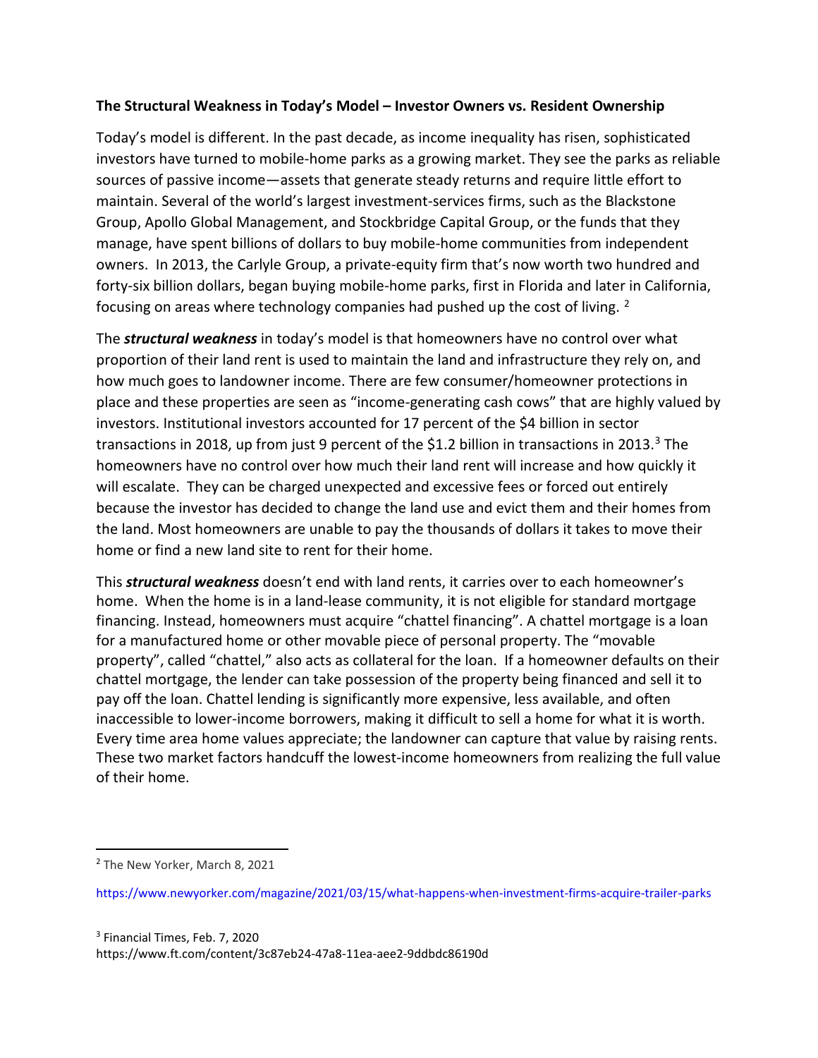**The Structural Weakness in Today's Model – Investor Owners vs. Resident Ownership**

Today's model is different. In the past decade, as income inequality has risen, sophisticated investors have turned to mobile-home parks as a growing market. They see the parks as reliable sources of passive income—assets that generate steady returns and require little effort to maintain. Several of the world's largest investment-services firms, such as the Blackstone Group, Apollo Global Management, and Stockbridge Capital Group, or the funds that they manage, have spent billions of dollars to buy mobile-home communities from independent owners. In 2013, the Carlyle Group, a private-equity firm that's now worth two hundred and forty-six billion dollars, began buying mobile-home parks, first in Florida and later in California, focusing on areas where technology companies had pushed up the cost of living. [2]

The ***structural weakness*** in today's model is that homeowners have no control over what proportion of their land rent is used to maintain the land and infrastructure they rely on, and how much goes to landowner income. There are few consumer/homeowner protections in place and these properties are seen as "income-generating cash cows" that are highly valued by investors. Institutional investors accounted for 17 percent of the $4 billion in sector transactions in 2018, up from just 9 percent of the $1.2 billion in transactions in 2013.[3] The homeowners have no control over how much their land rent will increase and how quickly it will escalate. They can be charged unexpected and excessive fees or forced out entirely because the investor has decided to change the land use and evict them and their homes from the land. Most homeowners are unable to pay the thousands of dollars it takes to move their home or find a new land site to rent for their home.

This ***structural weakness*** doesn't end with land rents, it carries over to each homeowner's home. When the home is in a land-lease community, it is not eligible for standard mortgage financing. Instead, homeowners must acquire "chattel financing". A chattel mortgage is a loan for a manufactured home or other movable piece of personal property. The "movable property", called "chattel," also acts as collateral for the loan. If a homeowner defaults on their chattel mortgage, the lender can take possession of the property being financed and sell it to pay off the loan. Chattel lending is significantly more expensive, less available, and often inaccessible to lower-income borrowers, making it difficult to sell a home for what it is worth. Every time area home values appreciate; the landowner can capture that value by raising rents. These two market factors handcuff the lowest-income homeowners from realizing the full value of their home.

---

[2] The New Yorker, March 8, 2021

https://www.newyorker.com/magazine/2021/03/15/what-happens-when-investment-firms-acquire-trailer-parks

[3] Financial Times, Feb. 7, 2020
https://www.ft.com/content/3c87eb24-47a8-11ea-aee2-9ddbdc86190d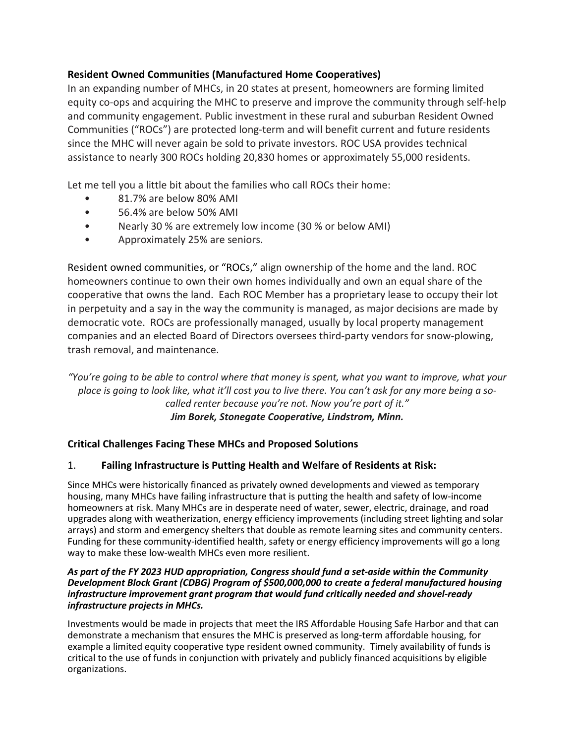**Resident Owned Communities (Manufactured Home Cooperatives)**

In an expanding number of MHCs, in 20 states at present, homeowners are forming limited equity co-ops and acquiring the MHC to preserve and improve the community through self-help and community engagement. Public investment in these rural and suburban Resident Owned Communities ("ROCs") are protected long-term and will benefit current and future residents since the MHC will never again be sold to private investors. ROC USA provides technical assistance to nearly 300 ROCs holding 20,830 homes or approximately 55,000 residents.

Let me tell you a little bit about the families who call ROCs their home:

- 81.7% are below 80% AMI
- 56.4% are below 50% AMI
- Nearly 30 % are extremely low income (30 % or below AMI)
- Approximately 25% are seniors.

Resident owned communities, or "ROCs," align ownership of the home and the land. ROC homeowners continue to own their own homes individually and own an equal share of the cooperative that owns the land. Each ROC Member has a proprietary lease to occupy their lot in perpetuity and a say in the way the community is managed, as major decisions are made by democratic vote. ROCs are professionally managed, usually by local property management companies and an elected Board of Directors oversees third-party vendors for snow-plowing, trash removal, and maintenance.

*"You're going to be able to control where that money is spent, what you want to improve, what your place is going to look like, what it'll cost you to live there. You can't ask for any more being a so-called renter because you're not. Now you're part of it."*
***Jim Borek, Stonegate Cooperative, Lindstrom, Minn.***

**Critical Challenges Facing These MHCs and Proposed Solutions**

1. **Failing Infrastructure is Putting Health and Welfare of Residents at Risk:**

Since MHCs were historically financed as privately owned developments and viewed as temporary housing, many MHCs have failing infrastructure that is putting the health and safety of low-income homeowners at risk. Many MHCs are in desperate need of water, sewer, electric, drainage, and road upgrades along with weatherization, energy efficiency improvements (including street lighting and solar arrays) and storm and emergency shelters that double as remote learning sites and community centers. Funding for these community-identified health, safety or energy efficiency improvements will go a long way to make these low-wealth MHCs even more resilient.

***As part of the FY 2023 HUD appropriation, Congress should fund a set-aside within the Community Development Block Grant (CDBG) Program of $500,000,000 to create a federal manufactured housing infrastructure improvement grant program that would fund critically needed and shovel-ready infrastructure projects in MHCs.***

Investments would be made in projects that meet the IRS Affordable Housing Safe Harbor and that can demonstrate a mechanism that ensures the MHC is preserved as long-term affordable housing, for example a limited equity cooperative type resident owned community. Timely availability of funds is critical to the use of funds in conjunction with privately and publicly financed acquisitions by eligible organizations.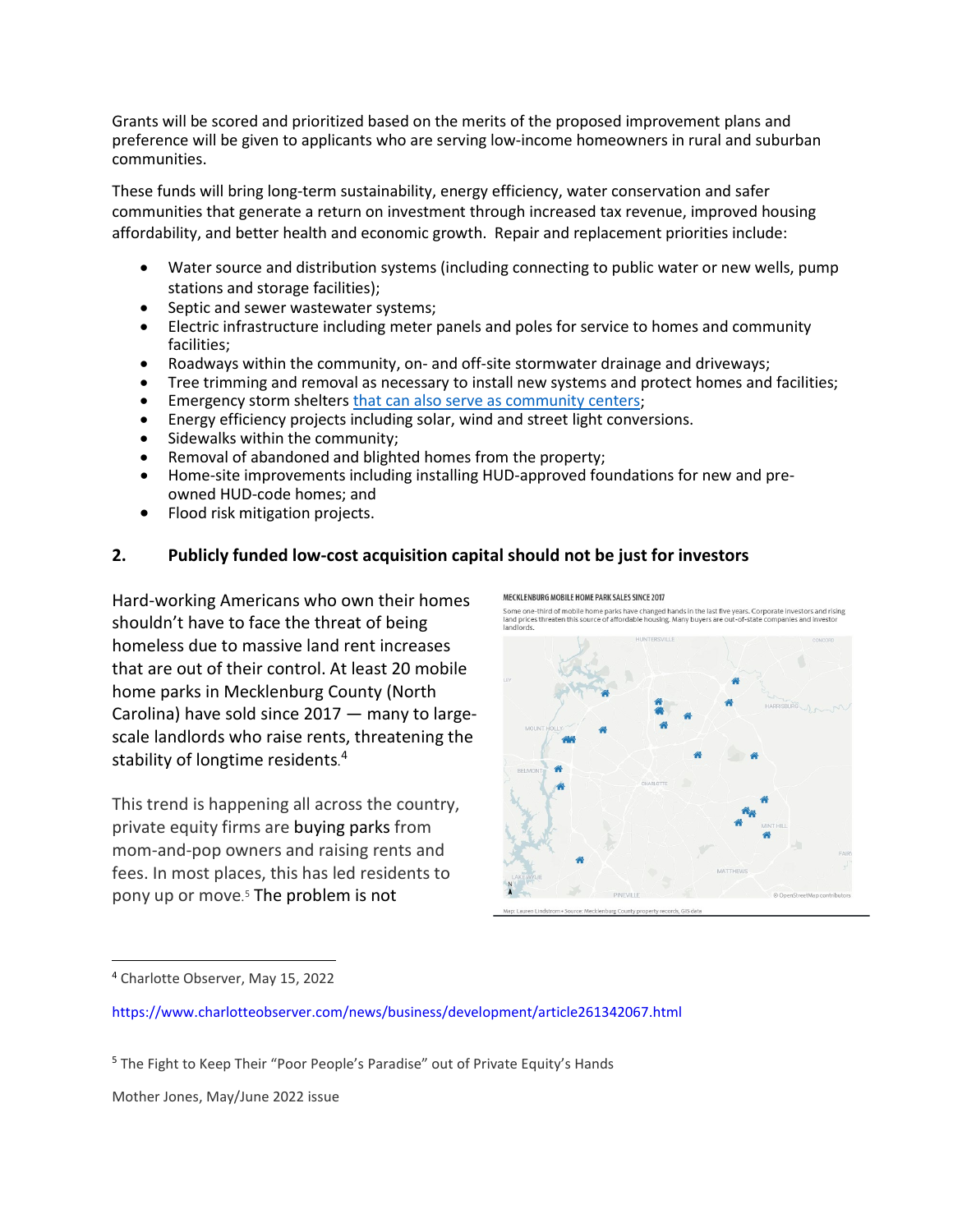Grants will be scored and prioritized based on the merits of the proposed improvement plans and preference will be given to applicants who are serving low-income homeowners in rural and suburban communities.

These funds will bring long-term sustainability, energy efficiency, water conservation and safer communities that generate a return on investment through increased tax revenue, improved housing affordability, and better health and economic growth. Repair and replacement priorities include:

- Water source and distribution systems (including connecting to public water or new wells, pump stations and storage facilities);
- Septic and sewer wastewater systems;
- Electric infrastructure including meter panels and poles for service to homes and community facilities;
- Roadways within the community, on- and off-site stormwater drainage and driveways;
- Tree trimming and removal as necessary to install new systems and protect homes and facilities;
- Emergency storm shelters that can also serve as community centers;
- Energy efficiency projects including solar, wind and street light conversions.
- Sidewalks within the community;
- Removal of abandoned and blighted homes from the property;
- Home-site improvements including installing HUD-approved foundations for new and pre-owned HUD-code homes; and
- Flood risk mitigation projects.

## 2. Publicly funded low-cost acquisition capital should not be just for investors

Hard-working Americans who own their homes shouldn't have to face the threat of being homeless due to massive land rent increases that are out of their control. At least 20 mobile home parks in Mecklenburg County (North Carolina) have sold since 2017 — many to large-scale landlords who raise rents, threatening the stability of longtime residents.[4]

**MECKLENBURG MOBILE HOME PARK SALES SINCE 2017**

Some one-third of mobile home parks have changed hands in the last five years. Corporate investors and rising land prices threaten this source of affordable housing. Many buyers are out-of-state companies and investor landlords.

Map: Lauren Lindstrom • Source: Mecklenburg County property records, GIS data

This trend is happening all across the country, private equity firms are buying parks from mom-and-pop owners and raising rents and fees. In most places, this has led residents to pony up or move.[5] The problem is not

---

[4] Charlotte Observer, May 15, 2022

https://www.charlotteobserver.com/news/business/development/article261342067.html

[5] The Fight to Keep Their "Poor People's Paradise" out of Private Equity's Hands

Mother Jones, May/June 2022 issue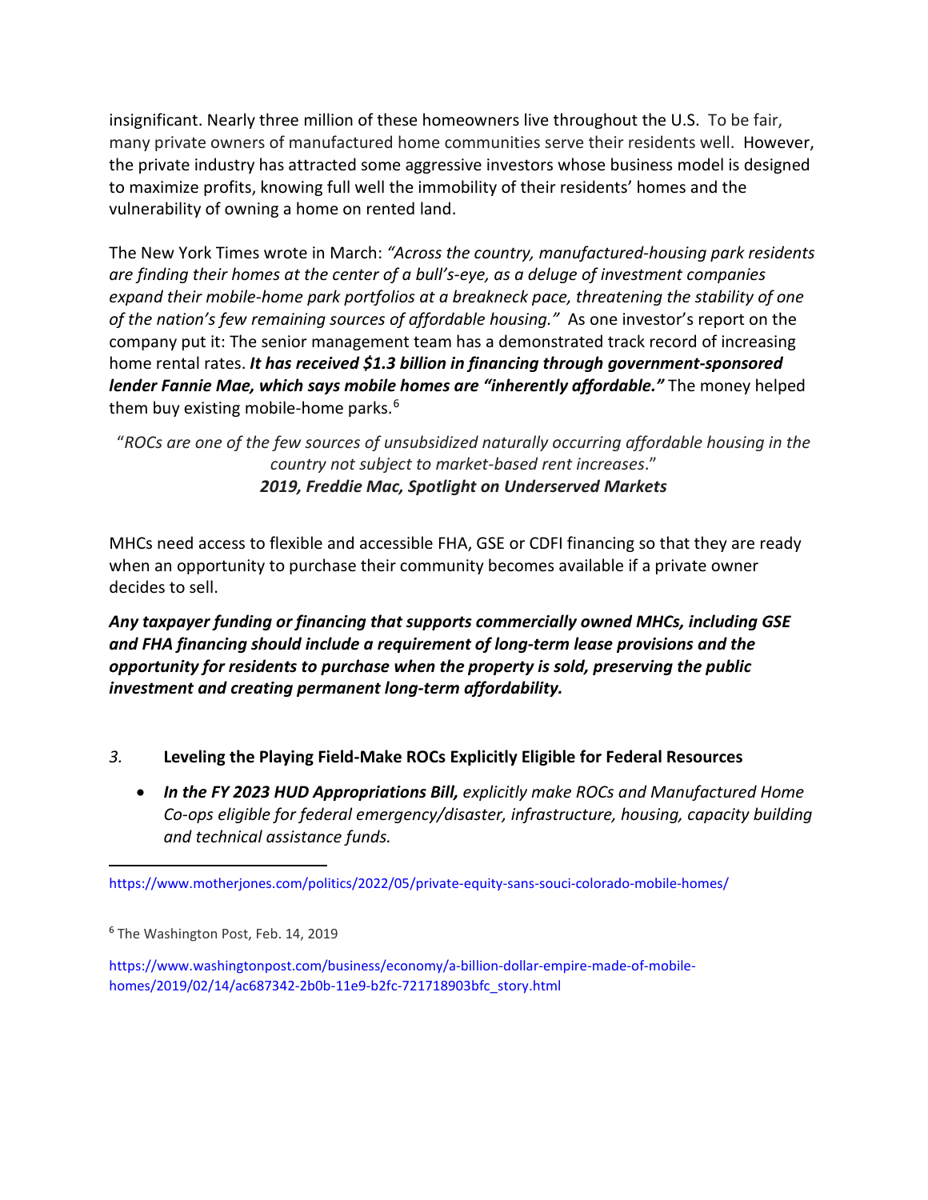insignificant. Nearly three million of these homeowners live throughout the U.S. To be fair, many private owners of manufactured home communities serve their residents well. However, the private industry has attracted some aggressive investors whose business model is designed to maximize profits, knowing full well the immobility of their residents' homes and the vulnerability of owning a home on rented land.

The New York Times wrote in March: *"Across the country, manufactured-housing park residents are finding their homes at the center of a bull's-eye, as a deluge of investment companies expand their mobile-home park portfolios at a breakneck pace, threatening the stability of one of the nation's few remaining sources of affordable housing."* As one investor's report on the company put it: The senior management team has a demonstrated track record of increasing home rental rates. ***It has received $1.3 billion in financing through government-sponsored lender Fannie Mae, which says mobile homes are "inherently affordable."*** The money helped them buy existing mobile-home parks.[6]

"*ROCs are one of the few sources of unsubsidized naturally occurring affordable housing in the country not subject to market-based rent increases*."
***2019, Freddie Mac, Spotlight on Underserved Markets***

MHCs need access to flexible and accessible FHA, GSE or CDFI financing so that they are ready when an opportunity to purchase their community becomes available if a private owner decides to sell.

***Any taxpayer funding or financing that supports commercially owned MHCs, including GSE and FHA financing should include a requirement of long-term lease provisions and the opportunity for residents to purchase when the property is sold, preserving the public investment and creating permanent long-term affordability.***

*3.* **Leveling the Playing Field-Make ROCs Explicitly Eligible for Federal Resources**

- ***In the FY 2023 HUD Appropriations Bill,*** *explicitly make ROCs and Manufactured Home Co-ops eligible for federal emergency/disaster, infrastructure, housing, capacity building and technical assistance funds.*

---

https://www.motherjones.com/politics/2022/05/private-equity-sans-souci-colorado-mobile-homes/

[6] The Washington Post, Feb. 14, 2019

https://www.washingtonpost.com/business/economy/a-billion-dollar-empire-made-of-mobile-homes/2019/02/14/ac687342-2b0b-11e9-b2fc-721718903bfc_story.html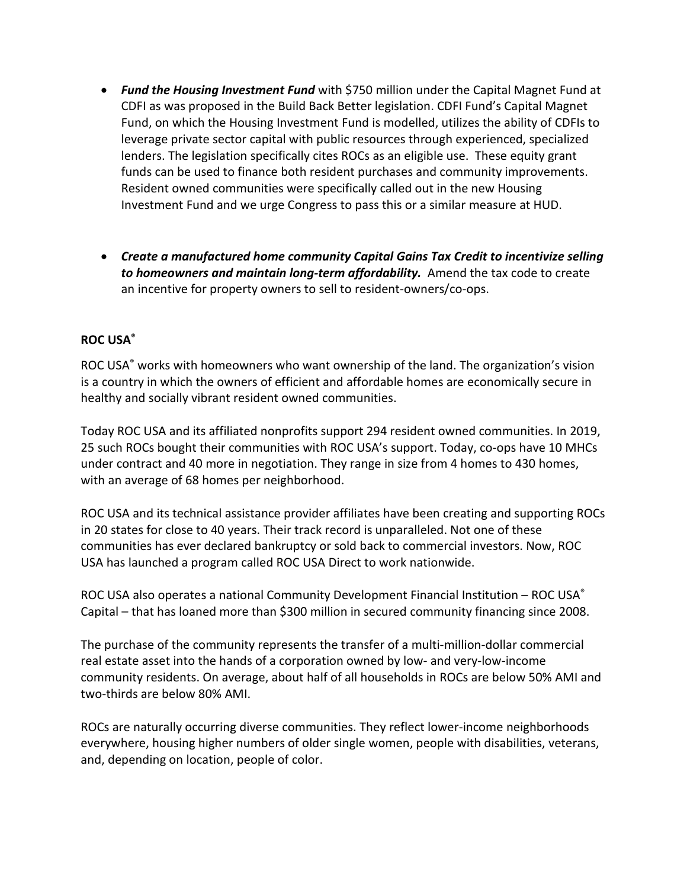- ***Fund the Housing Investment Fund*** with $750 million under the Capital Magnet Fund at CDFI as was proposed in the Build Back Better legislation. CDFI Fund's Capital Magnet Fund, on which the Housing Investment Fund is modelled, utilizes the ability of CDFIs to leverage private sector capital with public resources through experienced, specialized lenders. The legislation specifically cites ROCs as an eligible use. These equity grant funds can be used to finance both resident purchases and community improvements. Resident owned communities were specifically called out in the new Housing Investment Fund and we urge Congress to pass this or a similar measure at HUD.

- ***Create a manufactured home community Capital Gains Tax Credit to incentivize selling to homeowners and maintain long-term affordability.*** Amend the tax code to create an incentive for property owners to sell to resident-owners/co-ops.

**ROC USA®**

ROC USA® works with homeowners who want ownership of the land. The organization's vision is a country in which the owners of efficient and affordable homes are economically secure in healthy and socially vibrant resident owned communities.

Today ROC USA and its affiliated nonprofits support 294 resident owned communities. In 2019, 25 such ROCs bought their communities with ROC USA's support. Today, co-ops have 10 MHCs under contract and 40 more in negotiation. They range in size from 4 homes to 430 homes, with an average of 68 homes per neighborhood.

ROC USA and its technical assistance provider affiliates have been creating and supporting ROCs in 20 states for close to 40 years. Their track record is unparalleled. Not one of these communities has ever declared bankruptcy or sold back to commercial investors. Now, ROC USA has launched a program called ROC USA Direct to work nationwide.

ROC USA also operates a national Community Development Financial Institution – ROC USA® Capital – that has loaned more than $300 million in secured community financing since 2008.

The purchase of the community represents the transfer of a multi-million-dollar commercial real estate asset into the hands of a corporation owned by low- and very-low-income community residents. On average, about half of all households in ROCs are below 50% AMI and two-thirds are below 80% AMI.

ROCs are naturally occurring diverse communities. They reflect lower-income neighborhoods everywhere, housing higher numbers of older single women, people with disabilities, veterans, and, depending on location, people of color.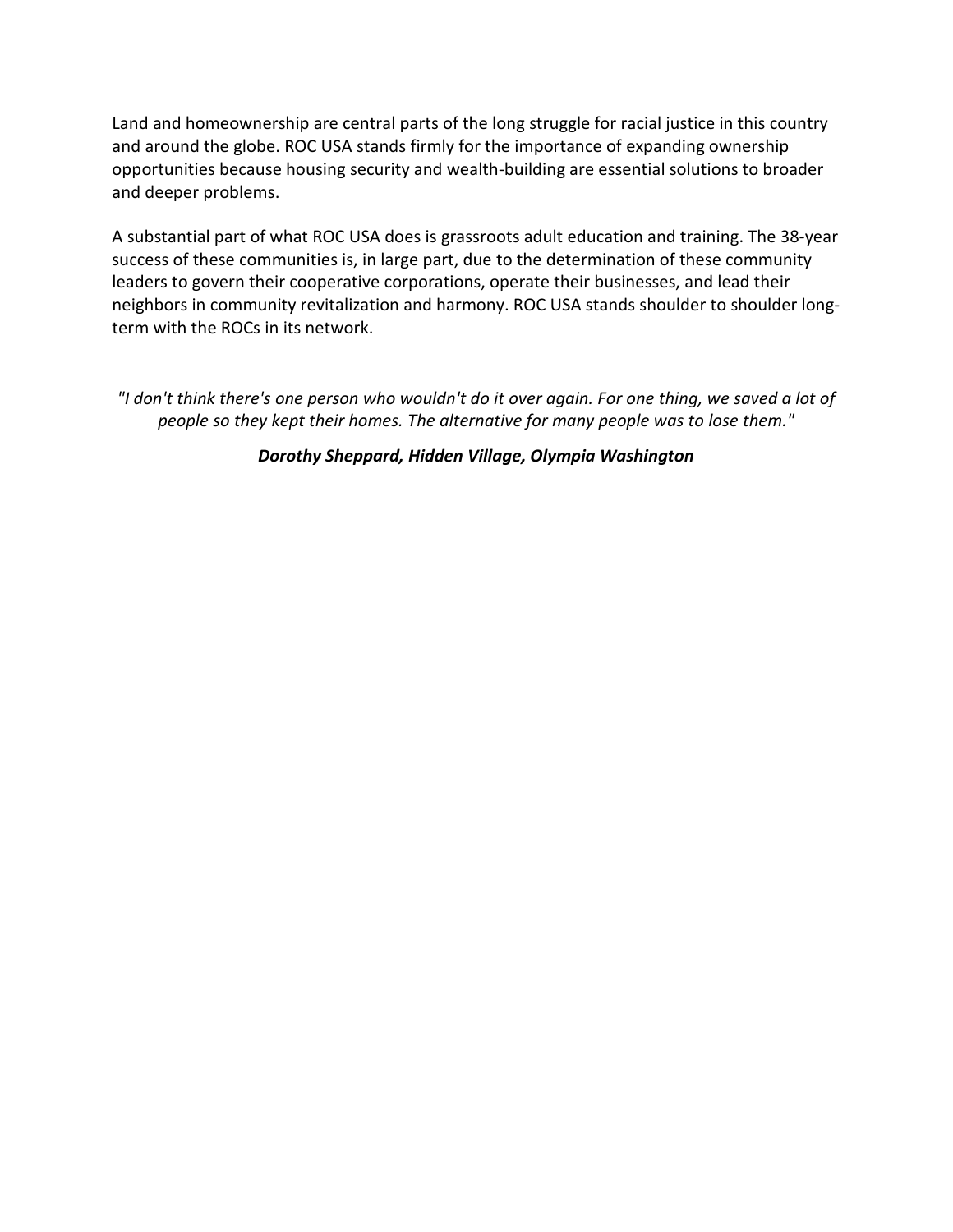Land and homeownership are central parts of the long struggle for racial justice in this country and around the globe. ROC USA stands firmly for the importance of expanding ownership opportunities because housing security and wealth-building are essential solutions to broader and deeper problems.

A substantial part of what ROC USA does is grassroots adult education and training. The 38-year success of these communities is, in large part, due to the determination of these community leaders to govern their cooperative corporations, operate their businesses, and lead their neighbors in community revitalization and harmony. ROC USA stands shoulder to shoulder long-term with the ROCs in its network.

*"I don't think there's one person who wouldn't do it over again. For one thing, we saved a lot of people so they kept their homes. The alternative for many people was to lose them."*

***Dorothy Sheppard, Hidden Village, Olympia Washington***